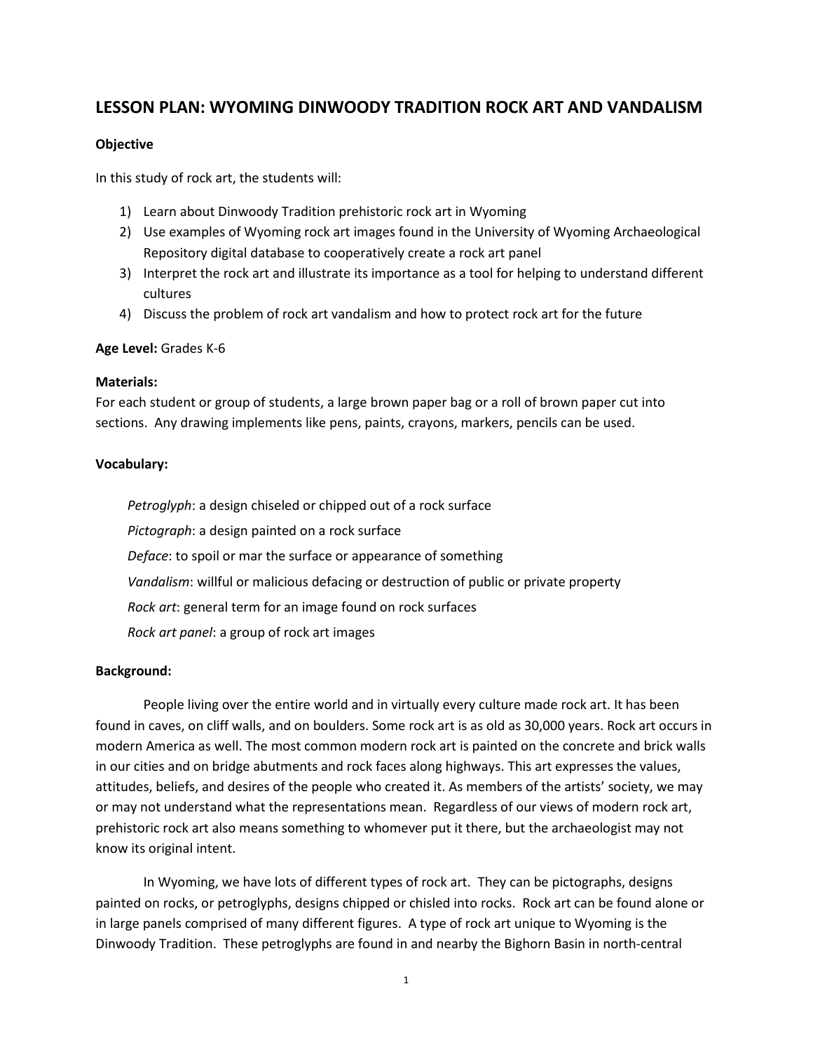# LESSON PLAN: WYOMING DINWOODY TRADITION ROCK ART AND VANDALISM

**Objective**

In this study of rock art, the students will:

1) Learn about Dinwoody Tradition prehistoric rock art in Wyoming
2) Use examples of Wyoming rock art images found in the University of Wyoming Archaeological Repository digital database to cooperatively create a rock art panel
3) Interpret the rock art and illustrate its importance as a tool for helping to understand different cultures
4) Discuss the problem of rock art vandalism and how to protect rock art for the future

**Age Level:** Grades K-6

**Materials:**
For each student or group of students, a large brown paper bag or a roll of brown paper cut into sections. Any drawing implements like pens, paints, crayons, markers, pencils can be used.

**Vocabulary:**

*Petroglyph*: a design chiseled or chipped out of a rock surface

*Pictograph*: a design painted on a rock surface

*Deface*: to spoil or mar the surface or appearance of something

*Vandalism*: willful or malicious defacing or destruction of public or private property

*Rock art*: general term for an image found on rock surfaces

*Rock art panel*: a group of rock art images

**Background:**

People living over the entire world and in virtually every culture made rock art. It has been found in caves, on cliff walls, and on boulders. Some rock art is as old as 30,000 years. Rock art occurs in modern America as well. The most common modern rock art is painted on the concrete and brick walls in our cities and on bridge abutments and rock faces along highways. This art expresses the values, attitudes, beliefs, and desires of the people who created it. As members of the artists' society, we may or may not understand what the representations mean. Regardless of our views of modern rock art, prehistoric rock art also means something to whomever put it there, but the archaeologist may not know its original intent.

In Wyoming, we have lots of different types of rock art. They can be pictographs, designs painted on rocks, or petroglyphs, designs chipped or chisled into rocks. Rock art can be found alone or in large panels comprised of many different figures. A type of rock art unique to Wyoming is the Dinwoody Tradition. These petroglyphs are found in and nearby the Bighorn Basin in north-central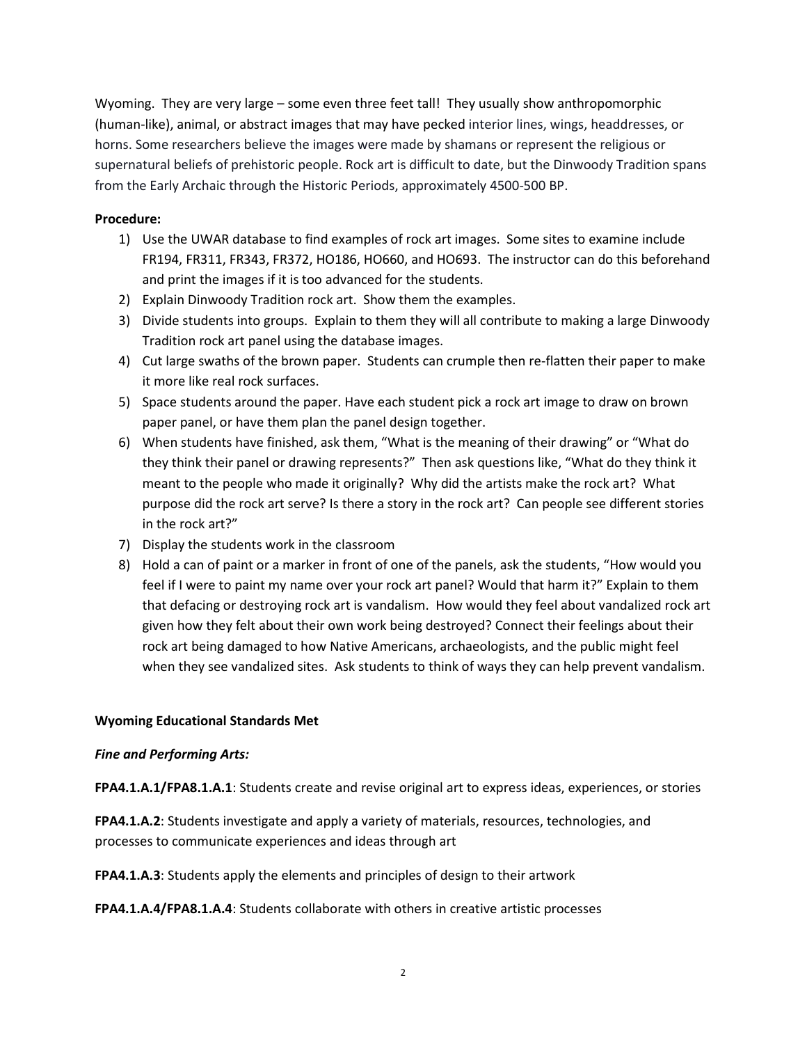Wyoming. They are very large – some even three feet tall! They usually show anthropomorphic (human-like), animal, or abstract images that may have pecked interior lines, wings, headdresses, or horns. Some researchers believe the images were made by shamans or represent the religious or supernatural beliefs of prehistoric people. Rock art is difficult to date, but the Dinwoody Tradition spans from the Early Archaic through the Historic Periods, approximately 4500-500 BP.

**Procedure:**

1) Use the UWAR database to find examples of rock art images. Some sites to examine include FR194, FR311, FR343, FR372, HO186, HO660, and HO693. The instructor can do this beforehand and print the images if it is too advanced for the students.
2) Explain Dinwoody Tradition rock art. Show them the examples.
3) Divide students into groups. Explain to them they will all contribute to making a large Dinwoody Tradition rock art panel using the database images.
4) Cut large swaths of the brown paper. Students can crumple then re-flatten their paper to make it more like real rock surfaces.
5) Space students around the paper. Have each student pick a rock art image to draw on brown paper panel, or have them plan the panel design together.
6) When students have finished, ask them, "What is the meaning of their drawing" or "What do they think their panel or drawing represents?" Then ask questions like, "What do they think it meant to the people who made it originally? Why did the artists make the rock art? What purpose did the rock art serve? Is there a story in the rock art? Can people see different stories in the rock art?"
7) Display the students work in the classroom
8) Hold a can of paint or a marker in front of one of the panels, ask the students, "How would you feel if I were to paint my name over your rock art panel? Would that harm it?" Explain to them that defacing or destroying rock art is vandalism. How would they feel about vandalized rock art given how they felt about their own work being destroyed? Connect their feelings about their rock art being damaged to how Native Americans, archaeologists, and the public might feel when they see vandalized sites. Ask students to think of ways they can help prevent vandalism.

**Wyoming Educational Standards Met**

***Fine and Performing Arts:***

**FPA4.1.A.1/FPA8.1.A.1**: Students create and revise original art to express ideas, experiences, or stories

**FPA4.1.A.2**: Students investigate and apply a variety of materials, resources, technologies, and processes to communicate experiences and ideas through art

**FPA4.1.A.3**: Students apply the elements and principles of design to their artwork

**FPA4.1.A.4/FPA8.1.A.4**: Students collaborate with others in creative artistic processes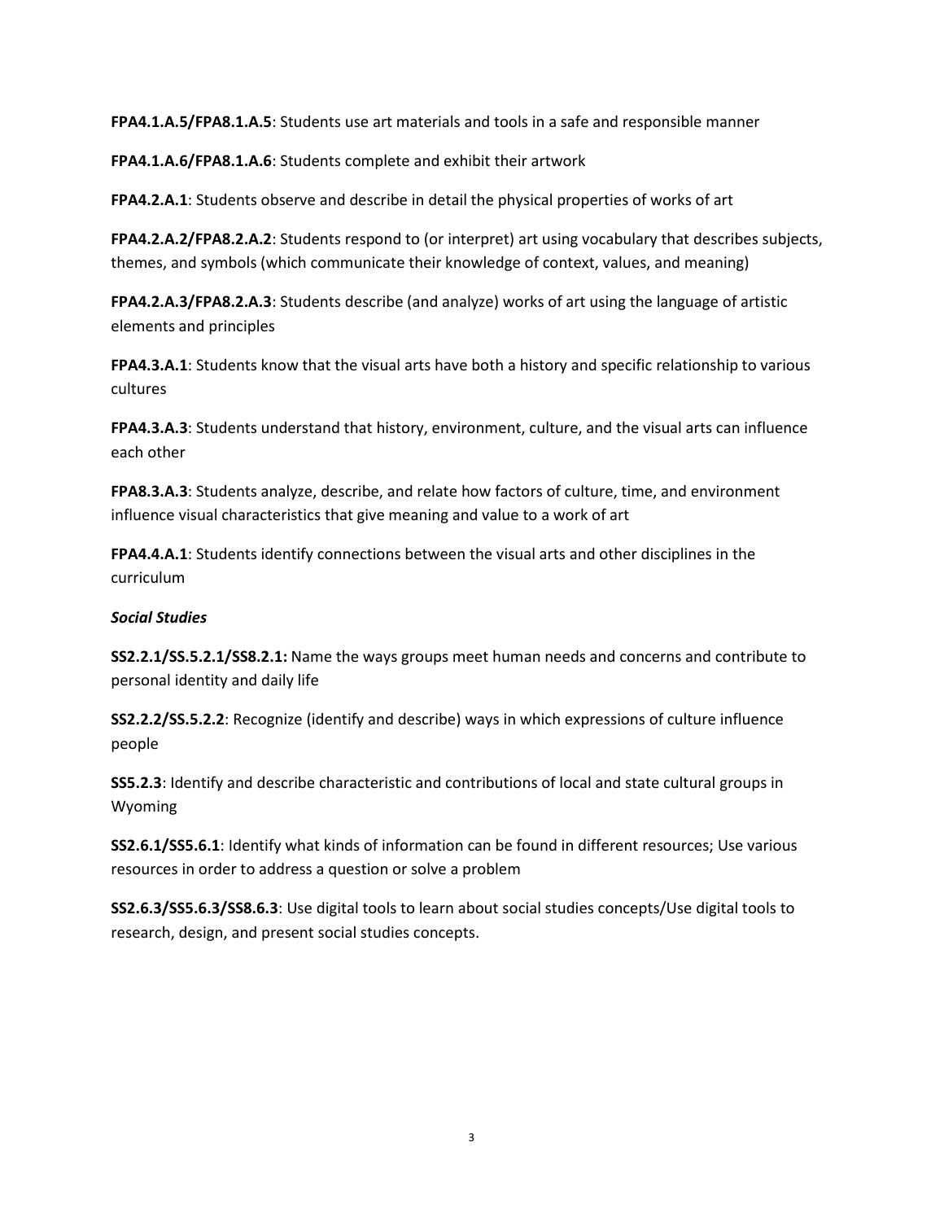**FPA4.1.A.5/FPA8.1.A.5**: Students use art materials and tools in a safe and responsible manner

**FPA4.1.A.6/FPA8.1.A.6**: Students complete and exhibit their artwork

**FPA4.2.A.1**: Students observe and describe in detail the physical properties of works of art

**FPA4.2.A.2/FPA8.2.A.2**: Students respond to (or interpret) art using vocabulary that describes subjects, themes, and symbols (which communicate their knowledge of context, values, and meaning)

**FPA4.2.A.3/FPA8.2.A.3**: Students describe (and analyze) works of art using the language of artistic elements and principles

**FPA4.3.A.1**: Students know that the visual arts have both a history and specific relationship to various cultures

**FPA4.3.A.3**: Students understand that history, environment, culture, and the visual arts can influence each other

**FPA8.3.A.3**: Students analyze, describe, and relate how factors of culture, time, and environment influence visual characteristics that give meaning and value to a work of art

**FPA4.4.A.1**: Students identify connections between the visual arts and other disciplines in the curriculum

***Social Studies***

**SS2.2.1/SS.5.2.1/SS8.2.1:** Name the ways groups meet human needs and concerns and contribute to personal identity and daily life

**SS2.2.2/SS.5.2.2**: Recognize (identify and describe) ways in which expressions of culture influence people

**SS5.2.3**: Identify and describe characteristic and contributions of local and state cultural groups in Wyoming

**SS2.6.1/SS5.6.1**: Identify what kinds of information can be found in different resources; Use various resources in order to address a question or solve a problem

**SS2.6.3/SS5.6.3/SS8.6.3**: Use digital tools to learn about social studies concepts/Use digital tools to research, design, and present social studies concepts.